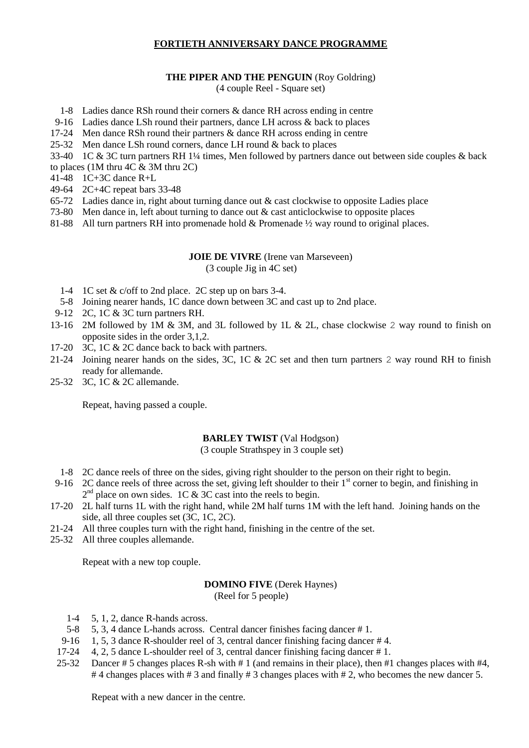# FORTIETH ANNIVERSARY DANCE PROGRAMME

## THE PIPER AND THE PENGUIN (Roy Goldring)

(4 couple Reel - Square set)

1-8 Ladies dance RSh round their corners & dance RH across ending in centre
9-16 Ladies dance LSh round their partners, dance LH across & back to places
17-24 Men dance RSh round their partners & dance RH across ending in centre
25-32 Men dance LSh round corners, dance LH round & back to places
33-40 1C & 3C turn partners RH 1¼ times, Men followed by partners dance out between side couples & back to places (1M thru 4C & 3M thru 2C)
41-48 1C+3C dance R+L
49-64 2C+4C repeat bars 33-48
65-72 Ladies dance in, right about turning dance out & cast clockwise to opposite Ladies place
73-80 Men dance in, left about turning to dance out & cast anticlockwise to opposite places
81-88 All turn partners RH into promenade hold & Promenade ½ way round to original places.

## JOIE DE VIVRE (Irene van Marseveen)

(3 couple Jig in 4C set)

1-4 1C set & c/off to 2nd place. 2C step up on bars 3-4.
5-8 Joining nearer hands, 1C dance down between 3C and cast up to 2nd place.
9-12 2C, 1C & 3C turn partners RH.
13-16 2M followed by 1M & 3M, and 3L followed by 1L & 2L, chase clockwise 2 way round to finish on opposite sides in the order 3,1,2.
17-20 3C, 1C & 2C dance back to back with partners.
21-24 Joining nearer hands on the sides, 3C, 1C & 2C set and then turn partners 2 way round RH to finish ready for allemande.
25-32 3C, 1C & 2C allemande.

Repeat, having passed a couple.

## BARLEY TWIST (Val Hodgson)

(3 couple Strathspey in 3 couple set)

1-8 2C dance reels of three on the sides, giving right shoulder to the person on their right to begin.
9-16 2C dance reels of three across the set, giving left shoulder to their 1st corner to begin, and finishing in 2nd place on own sides. 1C & 3C cast into the reels to begin.
17-20 2L half turns 1L with the right hand, while 2M half turns 1M with the left hand. Joining hands on the side, all three couples set (3C, 1C, 2C).
21-24 All three couples turn with the right hand, finishing in the centre of the set.
25-32 All three couples allemande.

Repeat with a new top couple.

## DOMINO FIVE (Derek Haynes)

(Reel for 5 people)

1-4 5, 1, 2, dance R-hands across.
5-8 5, 3, 4 dance L-hands across. Central dancer finishes facing dancer # 1.
9-16 1, 5, 3 dance R-shoulder reel of 3, central dancer finishing facing dancer # 4.
17-24 4, 2, 5 dance L-shoulder reel of 3, central dancer finishing facing dancer # 1.
25-32 Dancer # 5 changes places R-sh with # 1 (and remains in their place), then #1 changes places with #4, # 4 changes places with # 3 and finally # 3 changes places with # 2, who becomes the new dancer 5.

Repeat with a new dancer in the centre.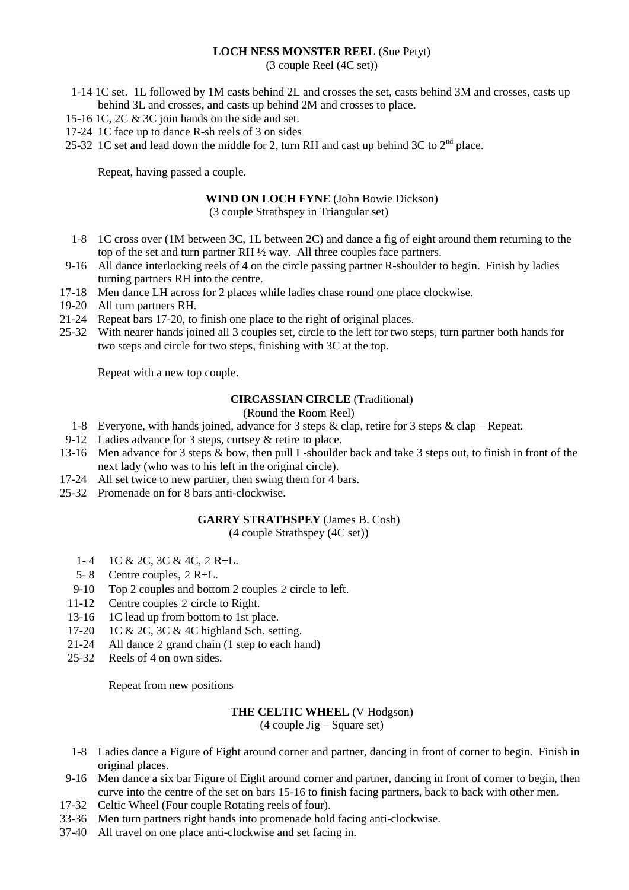**LOCH NESS MONSTER REEL** (Sue Petyt)
(3 couple Reel (4C set))

1-14 1C set. 1L followed by 1M casts behind 2L and crosses the set, casts behind 3M and crosses, casts up behind 3L and crosses, and casts up behind 2M and crosses to place.
15-16 1C, 2C & 3C join hands on the side and set.
17-24 1C face up to dance R-sh reels of 3 on sides
25-32 1C set and lead down the middle for 2, turn RH and cast up behind 3C to 2nd place.

Repeat, having passed a couple.

**WIND ON LOCH FYNE** (John Bowie Dickson)
(3 couple Strathspey in Triangular set)

1-8 1C cross over (1M between 3C, 1L between 2C) and dance a fig of eight around them returning to the top of the set and turn partner RH ½ way. All three couples face partners.
9-16 All dance interlocking reels of 4 on the circle passing partner R-shoulder to begin. Finish by ladies turning partners RH into the centre.
17-18 Men dance LH across for 2 places while ladies chase round one place clockwise.
19-20 All turn partners RH.
21-24 Repeat bars 17-20, to finish one place to the right of original places.
25-32 With nearer hands joined all 3 couples set, circle to the left for two steps, turn partner both hands for two steps and circle for two steps, finishing with 3C at the top.

Repeat with a new top couple.

**CIRCASSIAN CIRCLE** (Traditional)
(Round the Room Reel)

1-8 Everyone, with hands joined, advance for 3 steps & clap, retire for 3 steps & clap – Repeat.
9-12 Ladies advance for 3 steps, curtsey & retire to place.
13-16 Men advance for 3 steps & bow, then pull L-shoulder back and take 3 steps out, to finish in front of the next lady (who was to his left in the original circle).
17-24 All set twice to new partner, then swing them for 4 bars.
25-32 Promenade on for 8 bars anti-clockwise.

**GARRY STRATHSPEY** (James B. Cosh)
(4 couple Strathspey (4C set))

1- 4 1C & 2C, 3C & 4C, 2 R+L.
5- 8 Centre couples, 2 R+L.
9-10 Top 2 couples and bottom 2 couples 2 circle to left.
11-12 Centre couples 2 circle to Right.
13-16 1C lead up from bottom to 1st place.
17-20 1C & 2C, 3C & 4C highland Sch. setting.
21-24 All dance 2 grand chain (1 step to each hand)
25-32 Reels of 4 on own sides.

Repeat from new positions

**THE CELTIC WHEEL** (V Hodgson)
(4 couple Jig – Square set)

1-8 Ladies dance a Figure of Eight around corner and partner, dancing in front of corner to begin. Finish in original places.
9-16 Men dance a six bar Figure of Eight around corner and partner, dancing in front of corner to begin, then curve into the centre of the set on bars 15-16 to finish facing partners, back to back with other men.
17-32 Celtic Wheel (Four couple Rotating reels of four).
33-36 Men turn partners right hands into promenade hold facing anti-clockwise.
37-40 All travel on one place anti-clockwise and set facing in.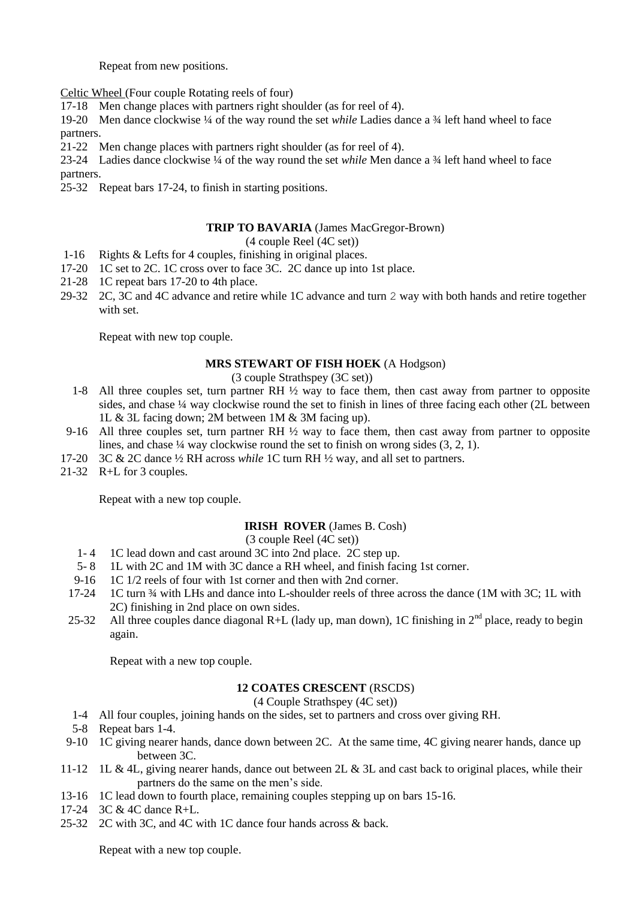Repeat from new positions.

Celtic Wheel (Four couple Rotating reels of four)

17-18 Men change places with partners right shoulder (as for reel of 4).

19-20 Men dance clockwise ¼ of the way round the set *while* Ladies dance a ¾ left hand wheel to face partners.

21-22 Men change places with partners right shoulder (as for reel of 4).

23-24 Ladies dance clockwise ¼ of the way round the set *while* Men dance a ¾ left hand wheel to face partners.

25-32 Repeat bars 17-24, to finish in starting positions.

### **TRIP TO BAVARIA** (James MacGregor-Brown)

(4 couple Reel (4C set))

1-16 Rights & Lefts for 4 couples, finishing in original places.

17-20 1C set to 2C. 1C cross over to face 3C. 2C dance up into 1st place.

21-28 1C repeat bars 17-20 to 4th place.

29-32 2C, 3C and 4C advance and retire while 1C advance and turn 2 way with both hands and retire together with set.

Repeat with new top couple.

### **MRS STEWART OF FISH HOEK** (A Hodgson)

(3 couple Strathspey (3C set))

1-8 All three couples set, turn partner RH ½ way to face them, then cast away from partner to opposite sides, and chase ¼ way clockwise round the set to finish in lines of three facing each other (2L between 1L & 3L facing down; 2M between 1M & 3M facing up).

9-16 All three couples set, turn partner RH ½ way to face them, then cast away from partner to opposite lines, and chase ¼ way clockwise round the set to finish on wrong sides (3, 2, 1).

17-20 3C & 2C dance ½ RH across *while* 1C turn RH ½ way, and all set to partners.

21-32 R+L for 3 couples.

Repeat with a new top couple.

### **IRISH ROVER** (James B. Cosh)

(3 couple Reel (4C set))

1- 4 1C lead down and cast around 3C into 2nd place. 2C step up.

5- 8 1L with 2C and 1M with 3C dance a RH wheel, and finish facing 1st corner.

9-16 1C 1/2 reels of four with 1st corner and then with 2nd corner.

17-24 1C turn ¾ with LHs and dance into L-shoulder reels of three across the dance (1M with 3C; 1L with 2C) finishing in 2nd place on own sides.

25-32 All three couples dance diagonal R+L (lady up, man down), 1C finishing in 2nd place, ready to begin again.

Repeat with a new top couple.

### **12 COATES CRESCENT** (RSCDS)

(4 Couple Strathspey (4C set))

1-4 All four couples, joining hands on the sides, set to partners and cross over giving RH.

5-8 Repeat bars 1-4.

9-10 1C giving nearer hands, dance down between 2C. At the same time, 4C giving nearer hands, dance up between 3C.

11-12 1L & 4L, giving nearer hands, dance out between 2L & 3L and cast back to original places, while their partners do the same on the men's side.

13-16 1C lead down to fourth place, remaining couples stepping up on bars 15-16.

17-24 3C & 4C dance R+L.

25-32 2C with 3C, and 4C with 1C dance four hands across & back.

Repeat with a new top couple.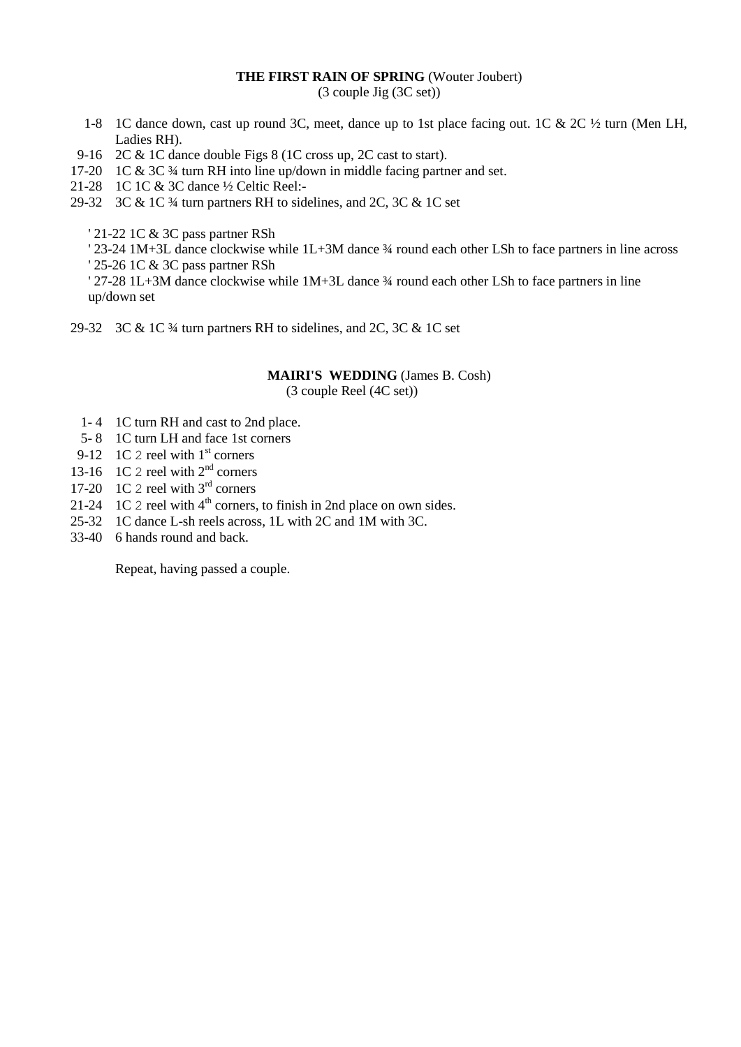**THE FIRST RAIN OF SPRING** (Wouter Joubert)
(3 couple Jig (3C set))

1-8 1C dance down, cast up round 3C, meet, dance up to 1st place facing out. 1C & 2C ½ turn (Men LH, Ladies RH).
9-16 2C & 1C dance double Figs 8 (1C cross up, 2C cast to start).
17-20 1C & 3C ¾ turn RH into line up/down in middle facing partner and set.
21-28 1C 1C & 3C dance ½ Celtic Reel:-
29-32 3C & 1C ¾ turn partners RH to sidelines, and 2C, 3C & 1C set

' 21-22 1C & 3C pass partner RSh
' 23-24 1M+3L dance clockwise while 1L+3M dance ¾ round each other LSh to face partners in line across
' 25-26 1C & 3C pass partner RSh
' 27-28 1L+3M dance clockwise while 1M+3L dance ¾ round each other LSh to face partners in line up/down set

29-32 3C & 1C ¾ turn partners RH to sidelines, and 2C, 3C & 1C set

**MAIRI'S WEDDING** (James B. Cosh)
(3 couple Reel (4C set))

1- 4 1C turn RH and cast to 2nd place.
5- 8 1C turn LH and face 1st corners
9-12 1C 2 reel with 1st corners
13-16 1C 2 reel with 2nd corners
17-20 1C 2 reel with 3rd corners
21-24 1C 2 reel with 4th corners, to finish in 2nd place on own sides.
25-32 1C dance L-sh reels across, 1L with 2C and 1M with 3C.
33-40 6 hands round and back.

Repeat, having passed a couple.